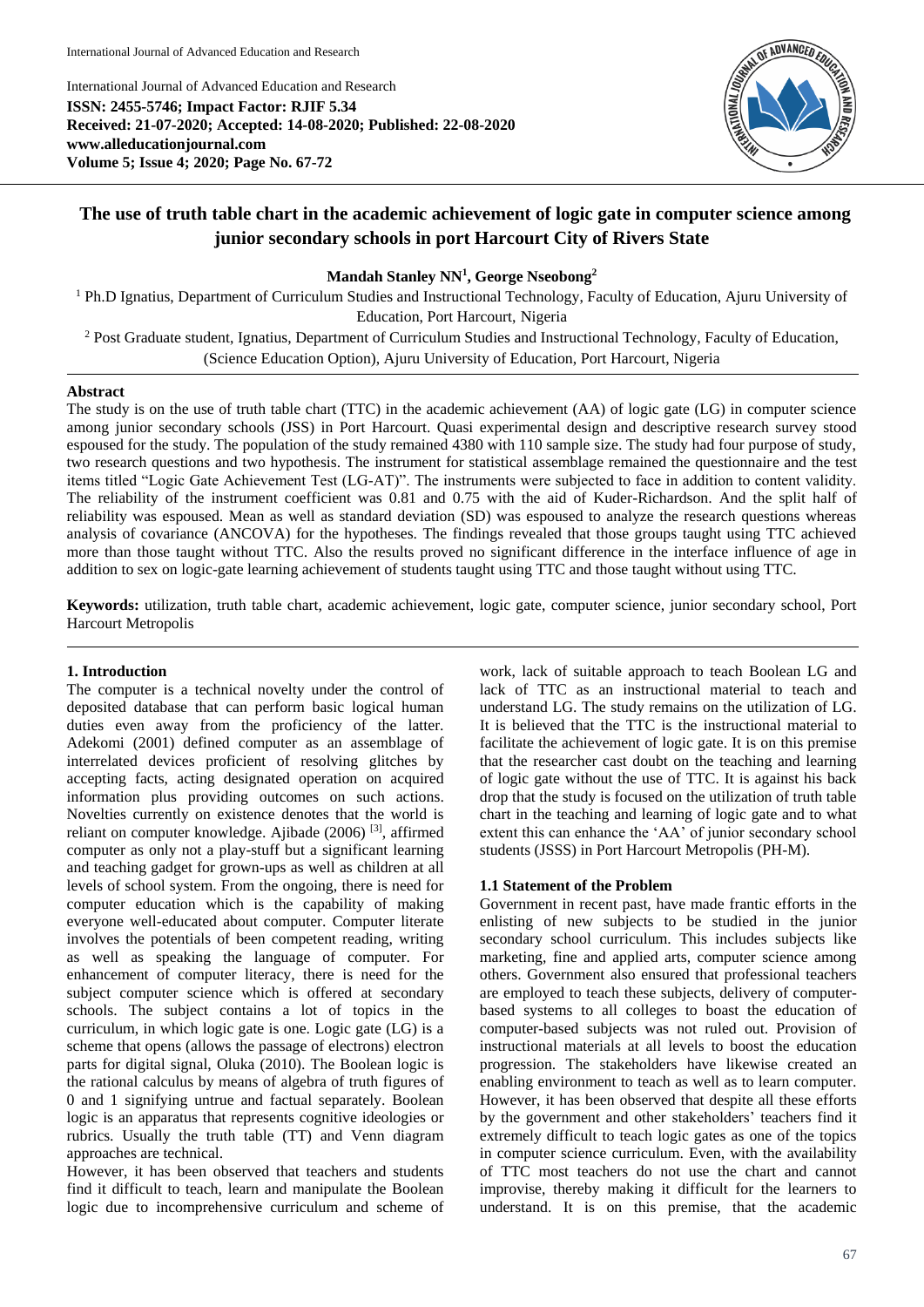International Journal of Advanced Education and Research
**ISSN: 2455-5746; Impact Factor: RJIF 5.34**
**Received: 21-07-2020; Accepted: 14-08-2020; Published: 22-08-2020**
**www.alleducationjournal.com**
**Volume 5; Issue 4; 2020; Page No. 67-72**

# The use of truth table chart in the academic achievement of logic gate in computer science among junior secondary schools in port Harcourt City of Rivers State

**Mandah Stanley NN[1], George Nseobong[2]**

[1] Ph.D Ignatius, Department of Curriculum Studies and Instructional Technology, Faculty of Education, Ajuru University of Education, Port Harcourt, Nigeria

[2] Post Graduate student, Ignatius, Department of Curriculum Studies and Instructional Technology, Faculty of Education, (Science Education Option), Ajuru University of Education, Port Harcourt, Nigeria

## Abstract

The study is on the use of truth table chart (TTC) in the academic achievement (AA) of logic gate (LG) in computer science among junior secondary schools (JSS) in Port Harcourt. Quasi experimental design and descriptive research survey stood espoused for the study. The population of the study remained 4380 with 110 sample size. The study had four purpose of study, two research questions and two hypothesis. The instrument for statistical assemblage remained the questionnaire and the test items titled "Logic Gate Achievement Test (LG-AT)". The instruments were subjected to face in addition to content validity. The reliability of the instrument coefficient was 0.81 and 0.75 with the aid of Kuder-Richardson. And the split half of reliability was espoused. Mean as well as standard deviation (SD) was espoused to analyze the research questions whereas analysis of covariance (ANCOVA) for the hypotheses. The findings revealed that those groups taught using TTC achieved more than those taught without TTC. Also the results proved no significant difference in the interface influence of age in addition to sex on logic-gate learning achievement of students taught using TTC and those taught without using TTC.

**Keywords:** utilization, truth table chart, academic achievement, logic gate, computer science, junior secondary school, Port Harcourt Metropolis

## 1. Introduction

The computer is a technical novelty under the control of deposited database that can perform basic logical human duties even away from the proficiency of the latter. Adekomi (2001) defined computer as an assemblage of interrelated devices proficient of resolving glitches by accepting facts, acting designated operation on acquired information plus providing outcomes on such actions. Novelties currently on existence denotes that the world is reliant on computer knowledge. Ajibade (2006) [3], affirmed computer as only not a play-stuff but a significant learning and teaching gadget for grown-ups as well as children at all levels of school system. From the ongoing, there is need for computer education which is the capability of making everyone well-educated about computer. Computer literate involves the potentials of been competent reading, writing as well as speaking the language of computer. For enhancement of computer literacy, there is need for the subject computer science which is offered at secondary schools. The subject contains a lot of topics in the curriculum, in which logic gate is one. Logic gate (LG) is a scheme that opens (allows the passage of electrons) electron parts for digital signal, Oluka (2010). The Boolean logic is the rational calculus by means of algebra of truth figures of 0 and 1 signifying untrue and factual separately. Boolean logic is an apparatus that represents cognitive ideologies or rubrics. Usually the truth table (TT) and Venn diagram approaches are technical.

However, it has been observed that teachers and students find it difficult to teach, learn and manipulate the Boolean logic due to incomprehensive curriculum and scheme of work, lack of suitable approach to teach Boolean LG and lack of TTC as an instructional material to teach and understand LG. The study remains on the utilization of LG. It is believed that the TTC is the instructional material to facilitate the achievement of logic gate. It is on this premise that the researcher cast doubt on the teaching and learning of logic gate without the use of TTC. It is against his back drop that the study is focused on the utilization of truth table chart in the teaching and learning of logic gate and to what extent this can enhance the 'AA' of junior secondary school students (JSSS) in Port Harcourt Metropolis (PH-M).

### 1.1 Statement of the Problem

Government in recent past, have made frantic efforts in the enlisting of new subjects to be studied in the junior secondary school curriculum. This includes subjects like marketing, fine and applied arts, computer science among others. Government also ensured that professional teachers are employed to teach these subjects, delivery of computer-based systems to all colleges to boast the education of computer-based subjects was not ruled out. Provision of instructional materials at all levels to boost the education progression. The stakeholders have likewise created an enabling environment to teach as well as to learn computer. However, it has been observed that despite all these efforts by the government and other stakeholders' teachers find it extremely difficult to teach logic gates as one of the topics in computer science curriculum. Even, with the availability of TTC most teachers do not use the chart and cannot improvise, thereby making it difficult for the learners to understand. It is on this premise, that the academic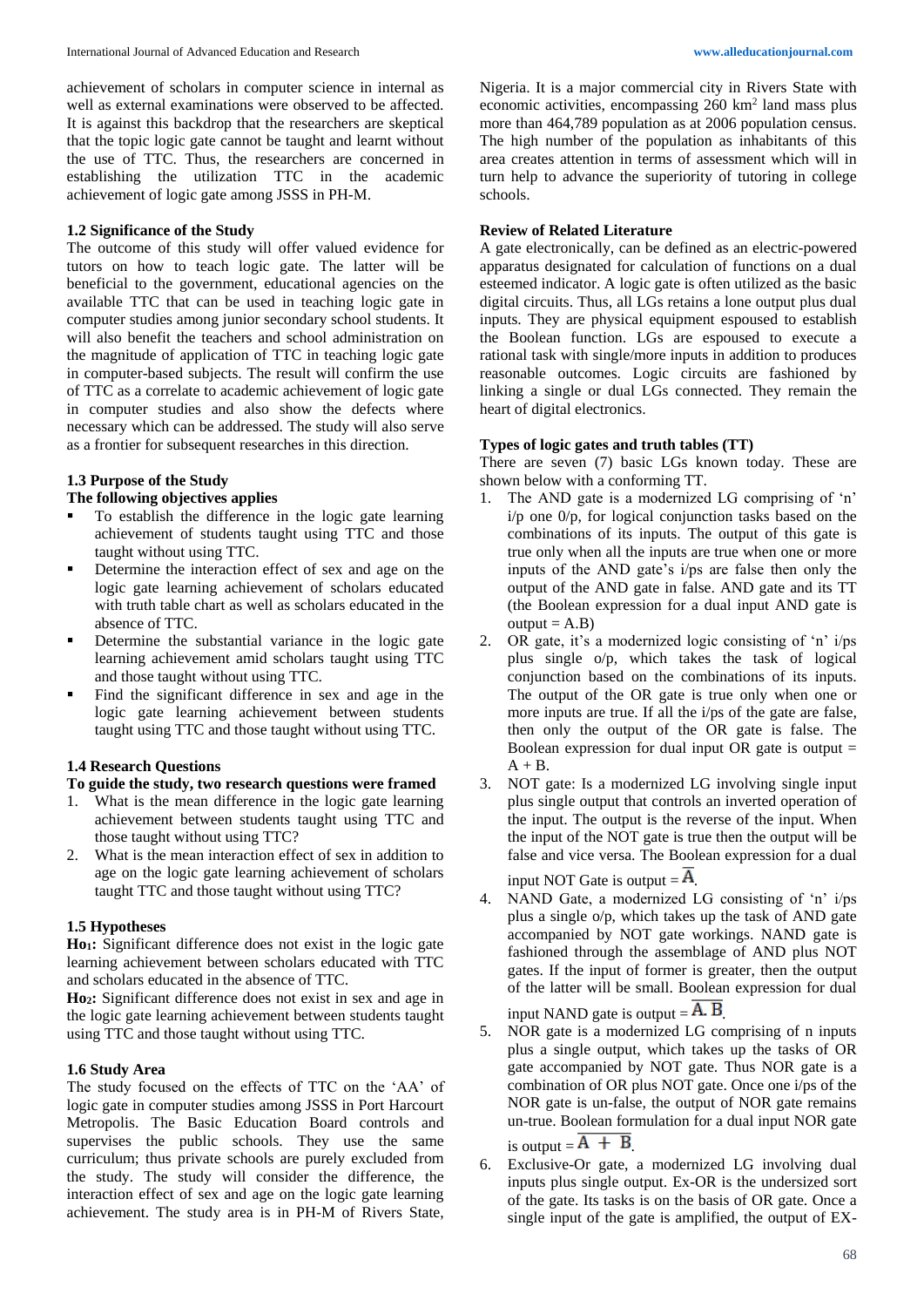achievement of scholars in computer science in internal as well as external examinations were observed to be affected. It is against this backdrop that the researchers are skeptical that the topic logic gate cannot be taught and learnt without the use of TTC. Thus, the researchers are concerned in establishing the utilization TTC in the academic achievement of logic gate among JSSS in PH-M.

### 1.2 Significance of the Study

The outcome of this study will offer valued evidence for tutors on how to teach logic gate. The latter will be beneficial to the government, educational agencies on the available TTC that can be used in teaching logic gate in computer studies among junior secondary school students. It will also benefit the teachers and school administration on the magnitude of application of TTC in teaching logic gate in computer-based subjects. The result will confirm the use of TTC as a correlate to academic achievement of logic gate in computer studies and also show the defects where necessary which can be addressed. The study will also serve as a frontier for subsequent researches in this direction.

### 1.3 Purpose of the Study

**The following objectives applies**

- To establish the difference in the logic gate learning achievement of students taught using TTC and those taught without using TTC.
- Determine the interaction effect of sex and age on the logic gate learning achievement of scholars educated with truth table chart as well as scholars educated in the absence of TTC.
- Determine the substantial variance in the logic gate learning achievement amid scholars taught using TTC and those taught without using TTC.
- Find the significant difference in sex and age in the logic gate learning achievement between students taught using TTC and those taught without using TTC.

### 1.4 Research Questions

**To guide the study, two research questions were framed**

1. What is the mean difference in the logic gate learning achievement between students taught using TTC and those taught without using TTC?
2. What is the mean interaction effect of sex in addition to age on the logic gate learning achievement of scholars taught TTC and those taught without using TTC?

### 1.5 Hypotheses

**$Ho_1$:** Significant difference does not exist in the logic gate learning achievement between scholars educated with TTC and scholars educated in the absence of TTC.

**$Ho_2$:** Significant difference does not exist in sex and age in the logic gate learning achievement between students taught using TTC and those taught without using TTC.

### 1.6 Study Area

The study focused on the effects of TTC on the 'AA' of logic gate in computer studies among JSSS in Port Harcourt Metropolis. The Basic Education Board controls and supervises the public schools. They use the same curriculum; thus private schools are purely excluded from the study. The study will consider the difference, the interaction effect of sex and age on the logic gate learning achievement. The study area is in PH-M of Rivers State, Nigeria. It is a major commercial city in Rivers State with economic activities, encompassing 260 $km^2$ land mass plus more than 464,789 population as at 2006 population census. The high number of the population as inhabitants of this area creates attention in terms of assessment which will in turn help to advance the superiority of tutoring in college schools.

### Review of Related Literature

A gate electronically, can be defined as an electric-powered apparatus designated for calculation of functions on a dual esteemed indicator. A logic gate is often utilized as the basic digital circuits. Thus, all LGs retains a lone output plus dual inputs. They are physical equipment espoused to establish the Boolean function. LGs are espoused to execute a rational task with single/more inputs in addition to produces reasonable outcomes. Logic circuits are fashioned by linking a single or dual LGs connected. They remain the heart of digital electronics.

### Types of logic gates and truth tables (TT)

There are seven (7) basic LGs known today. These are shown below with a conforming TT.

1. The AND gate is a modernized LG comprising of 'n' i/p one 0/p, for logical conjunction tasks based on the combinations of its inputs. The output of this gate is true only when all the inputs are true when one or more inputs of the AND gate's i/ps are false then only the output of the AND gate in false. AND gate and its TT (the Boolean expression for a dual input AND gate is output = A.B)
2. OR gate, it's a modernized logic consisting of 'n' i/ps plus single o/p, which takes the task of logical conjunction based on the combinations of its inputs. The output of the OR gate is true only when one or more inputs are true. If all the i/ps of the gate are false, then only the output of the OR gate is false. The Boolean expression for dual input OR gate is output = A + B.
3. NOT gate: Is a modernized LG involving single input plus single output that controls an inverted operation of the input. The output is the reverse of the input. When the input of the NOT gate is true then the output will be false and vice versa. The Boolean expression for a dual input NOT Gate is output = $\overline{A}$.
4. NAND Gate, a modernized LG consisting of 'n' i/ps plus a single o/p, which takes up the task of AND gate accompanied by NOT gate workings. NAND gate is fashioned through the assemblage of AND plus NOT gates. If the input of former is greater, then the output of the latter will be small. Boolean expression for dual input NAND gate is output = $\overline{A.B}$.
5. NOR gate is a modernized LG comprising of n inputs plus a single output, which takes up the tasks of OR gate accompanied by NOT gate. Thus NOR gate is a combination of OR plus NOT gate. Once one i/ps of the NOR gate is un-false, the output of NOR gate remains un-true. Boolean formulation for a dual input NOR gate is output = $\overline{A + B}$.
6. Exclusive-Or gate, a modernized LG involving dual inputs plus single output. Ex-OR is the undersized sort of the gate. Its tasks is on the basis of OR gate. Once a single input of the gate is amplified, the output of EX-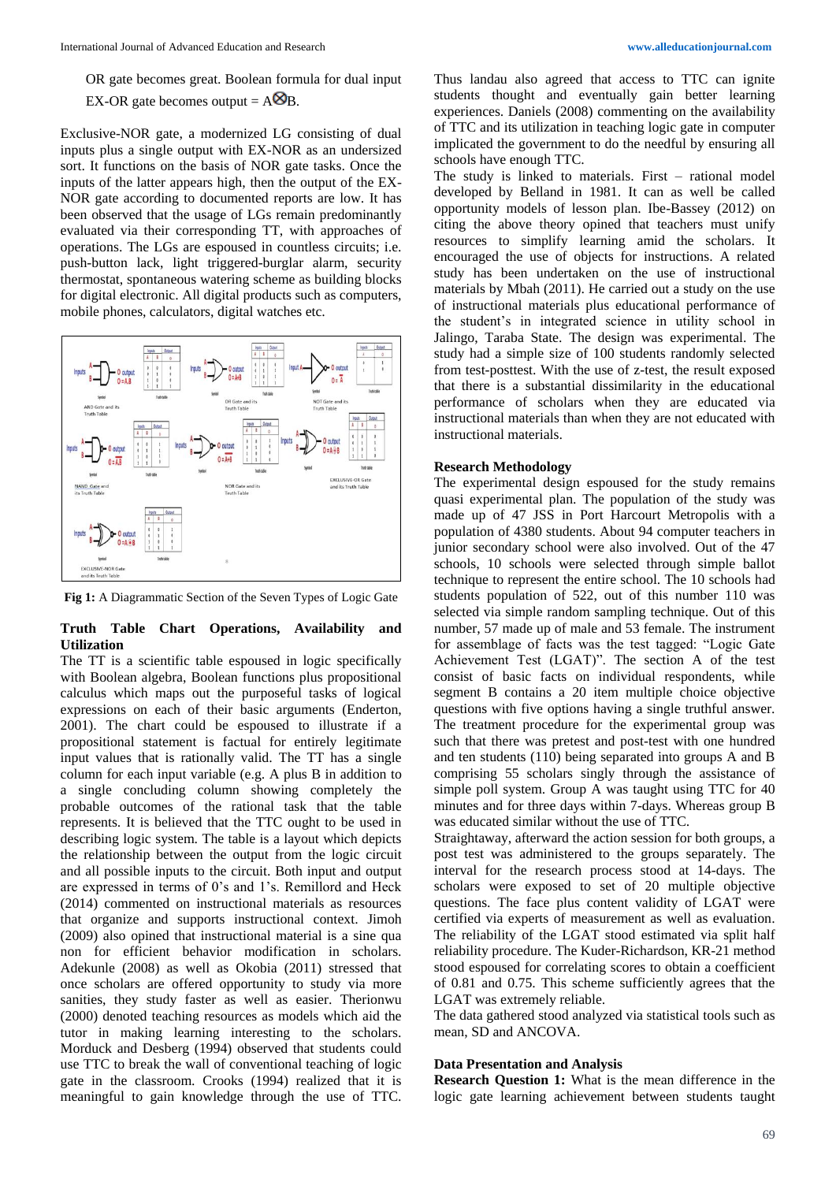OR gate becomes great. Boolean formula for dual input EX-OR gate becomes output = A⊗B.

Exclusive-NOR gate, a modernized LG consisting of dual inputs plus a single output with EX-NOR as an undersized sort. It functions on the basis of NOR gate tasks. Once the inputs of the latter appears high, then the output of the EX-NOR gate according to documented reports are low. It has been observed that the usage of LGs remain predominantly evaluated via their corresponding TT, with approaches of operations. The LGs are espoused in countless circuits; i.e. push-button lack, light triggered-burglar alarm, security thermostat, spontaneous watering scheme as building blocks for digital electronic. All digital products such as computers, mobile phones, calculators, digital watches etc.

**Fig 1:** A Diagrammatic Section of the Seven Types of Logic Gate

### Truth Table Chart Operations, Availability and Utilization

The TT is a scientific table espoused in logic specifically with Boolean algebra, Boolean functions plus propositional calculus which maps out the purposeful tasks of logical expressions on each of their basic arguments (Enderton, 2001). The chart could be espoused to illustrate if a propositional statement is factual for entirely legitimate input values that is rationally valid. The TT has a single column for each input variable (e.g. A plus B in addition to a single concluding column showing completely the probable outcomes of the rational task that the table represents. It is believed that the TTC ought to be used in describing logic system. The table is a layout which depicts the relationship between the output from the logic circuit and all possible inputs to the circuit. Both input and output are expressed in terms of 0's and 1's. Remillord and Heck (2014) commented on instructional materials as resources that organize and supports instructional context. Jimoh (2009) also opined that instructional material is a sine qua non for efficient behavior modification in scholars. Adekunle (2008) as well as Okobia (2011) stressed that once scholars are offered opportunity to study via more sanities, they study faster as well as easier. Therionwu (2000) denoted teaching resources as models which aid the tutor in making learning interesting to the scholars. Morduck and Desberg (1994) observed that students could use TTC to break the wall of conventional teaching of logic gate in the classroom. Crooks (1994) realized that it is meaningful to gain knowledge through the use of TTC. Thus landau also agreed that access to TTC can ignite students thought and eventually gain better learning experiences. Daniels (2008) commenting on the availability of TTC and its utilization in teaching logic gate in computer implicated the government to do the needful by ensuring all schools have enough TTC.

The study is linked to materials. First – rational model developed by Belland in 1981. It can as well be called opportunity models of lesson plan. Ibe-Bassey (2012) on citing the above theory opined that teachers must unify resources to simplify learning amid the scholars. It encouraged the use of objects for instructions. A related study has been undertaken on the use of instructional materials by Mbah (2011). He carried out a study on the use of instructional materials plus educational performance of the student's in integrated science in utility school in Jalingo, Taraba State. The design was experimental. The study had a simple size of 100 students randomly selected from test-posttest. With the use of z-test, the result exposed that there is a substantial dissimilarity in the educational performance of scholars when they are educated via instructional materials than when they are not educated with instructional materials.

### Research Methodology

The experimental design espoused for the study remains quasi experimental plan. The population of the study was made up of 47 JSS in Port Harcourt Metropolis with a population of 4380 students. About 94 computer teachers in junior secondary school were also involved. Out of the 47 schools, 10 schools were selected through simple ballot technique to represent the entire school. The 10 schools had students population of 522, out of this number 110 was selected via simple random sampling technique. Out of this number, 57 made up of male and 53 female. The instrument for assemblage of facts was the test tagged: "Logic Gate Achievement Test (LGAT)". The section A of the test consist of basic facts on individual respondents, while segment B contains a 20 item multiple choice objective questions with five options having a single truthful answer. The treatment procedure for the experimental group was such that there was pretest and post-test with one hundred and ten students (110) being separated into groups A and B comprising 55 scholars singly through the assistance of simple poll system. Group A was taught using TTC for 40 minutes and for three days within 7-days. Whereas group B was educated similar without the use of TTC.

Straightaway, afterward the action session for both groups, a post test was administered to the groups separately. The interval for the research process stood at 14-days. The scholars were exposed to set of 20 multiple objective questions. The face plus content validity of LGAT were certified via experts of measurement as well as evaluation. The reliability of the LGAT stood estimated via split half reliability procedure. The Kuder-Richardson, KR-21 method stood espoused for correlating scores to obtain a coefficient of 0.81 and 0.75. This scheme sufficiently agrees that the LGAT was extremely reliable.

The data gathered stood analyzed via statistical tools such as mean, SD and ANCOVA.

### Data Presentation and Analysis

**Research Question 1:** What is the mean difference in the logic gate learning achievement between students taught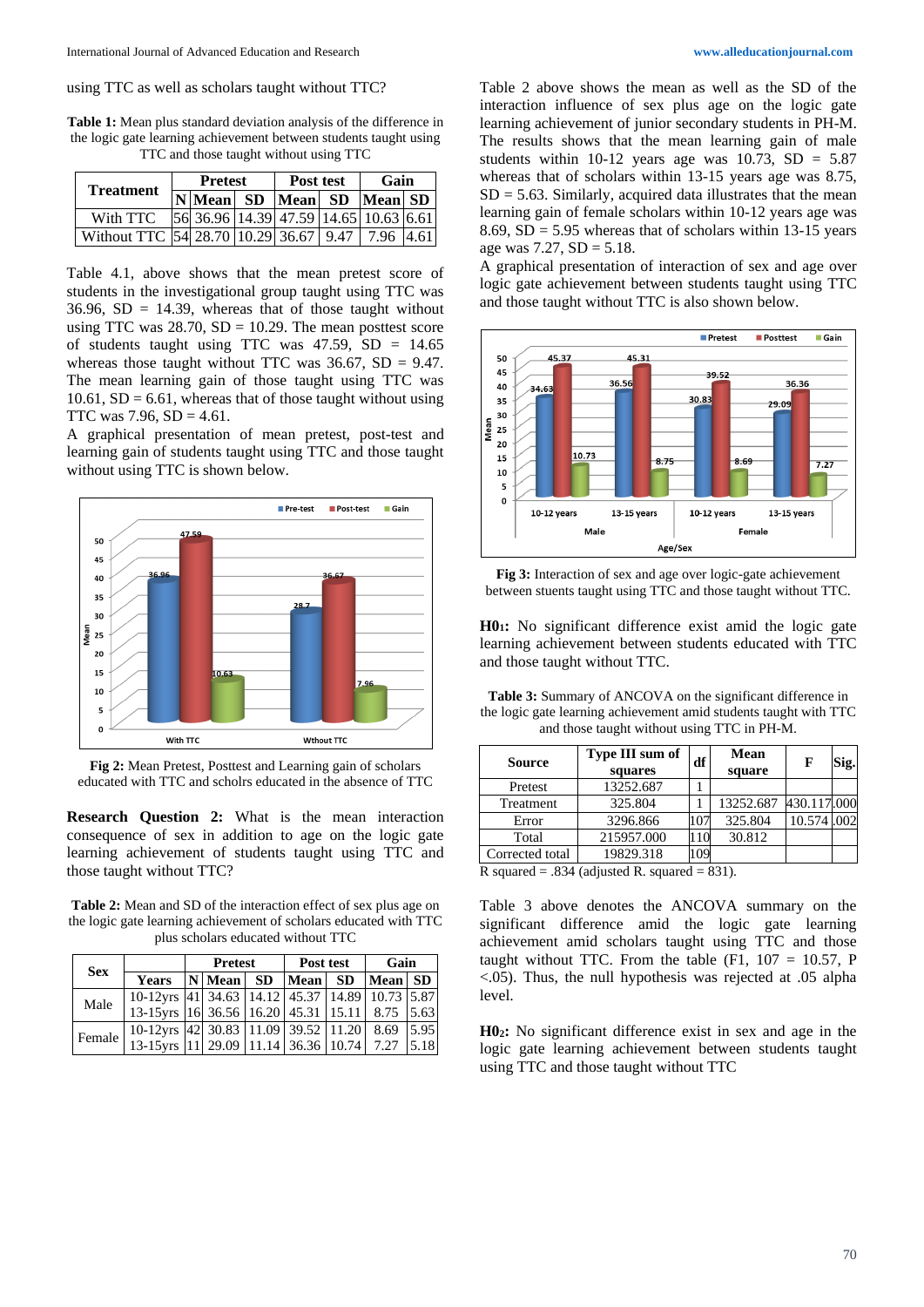using TTC as well as scholars taught without TTC?

**Table 1:** Mean plus standard deviation analysis of the difference in the logic gate learning achievement between students taught using TTC and those taught without using TTC

| Treatment | Pretest | | | Post test | | Gain | |
|---|---|---|---|---|---|---|---|
| | N | Mean | SD | Mean | SD | Mean | SD |
| With TTC | 56 | 36.96 | 14.39 | 47.59 | 14.65 | 10.63 | 6.61 |
| Without TTC | 54 | 28.70 | 10.29 | 36.67 | 9.47 | 7.96 | 4.61 |

Table 4.1, above shows that the mean pretest score of students in the investigational group taught using TTC was 36.96, SD = 14.39, whereas that of those taught without using TTC was 28.70, SD = 10.29. The mean posttest score of students taught using TTC was 47.59, SD = 14.65 whereas those taught without using TTC was 36.67, SD = 9.47. The mean learning gain of those taught using TTC was 10.61, SD = 6.61, whereas that of those taught without using TTC was 7.96, SD = 4.61.

A graphical presentation of mean pretest, post-test and learning gain of students taught using TTC and those taught without using TTC is shown below.

**Fig 2:** Mean Pretest, Posttest and Learning gain of scholars educated with TTC and scholrs educated in the absence of TTC

**Research Question 2:** What is the mean interaction consequence of sex in addition to age on the logic gate learning achievement of students taught using TTC and those taught without TTC?

**Table 2:** Mean and SD of the interaction effect of sex plus age on the logic gate learning achievement of scholars educated with TTC plus scholars educated without TTC

| Sex | | Pretest | | | Post test | | Gain | |
|---|---|---|---|---|---|---|---|---|
| | Years | N | Mean | SD | Mean | SD | Mean | SD |
| Male | 10-12yrs | 41 | 34.63 | 14.12 | 45.37 | 14.89 | 10.73 | 5.87 |
| | 13-15yrs | 16 | 36.56 | 16.20 | 45.31 | 15.11 | 8.75 | 5.63 |
| Female | 10-12yrs | 42 | 30.83 | 11.09 | 39.52 | 11.20 | 8.69 | 5.95 |
| | 13-15yrs | 11 | 29.09 | 11.14 | 36.36 | 10.74 | 7.27 | 5.18 |

Table 2 above shows the mean as well as the SD of the interaction influence of sex plus age on the logic gate learning achievement of junior secondary students in PH-M. The results shows that the mean learning gain of male students within 10-12 years age was 10.73, SD = 5.87 whereas that of scholars within 13-15 years age was 8.75, SD = 5.63. Similarly, acquired data illustrates that the mean learning gain of female scholars within 10-12 years age was 8.69, SD = 5.95 whereas that of scholars within 13-15 years age was 7.27, SD = 5.18.

A graphical presentation of interaction of sex and age over logic gate achievement between students taught using TTC and those taught without TTC is also shown below.

**Fig 3:** Interaction of sex and age over logic-gate achievement between stuents taught using TTC and those taught without TTC.

**H0₁:** No significant difference exist amid the logic gate learning achievement between students educated with TTC and those taught without TTC.

**Table 3:** Summary of ANCOVA on the significant difference in the logic gate learning achievement amid students taught with TTC and those taught without using TTC in PH-M.

| Source | Type III sum of squares | df | Mean square | F | Sig. |
|---|---|---|---|---|---|
| Pretest | 13252.687 | 1 | | | |
| Treatment | 325.804 | 1 | 13252.687 | 430.117 | .000 |
| Error | 3296.866 | 107 | 325.804 | 10.574 | .002 |
| Total | 215957.000 | 110 | 30.812 | | |
| Corrected total | 19829.318 | 109 | | | |

R squared = .834 (adjusted R. squared = 831).

Table 3 above denotes the ANCOVA summary on the significant difference amid the logic gate learning achievement amid scholars taught using TTC and those taught without TTC. From the table ($F1$, 107 = 10.57, P <.05). Thus, the null hypothesis was rejected at .05 alpha level.

**H0₂:** No significant difference exist in sex and age in the logic gate learning achievement between students taught using TTC and those taught without TTC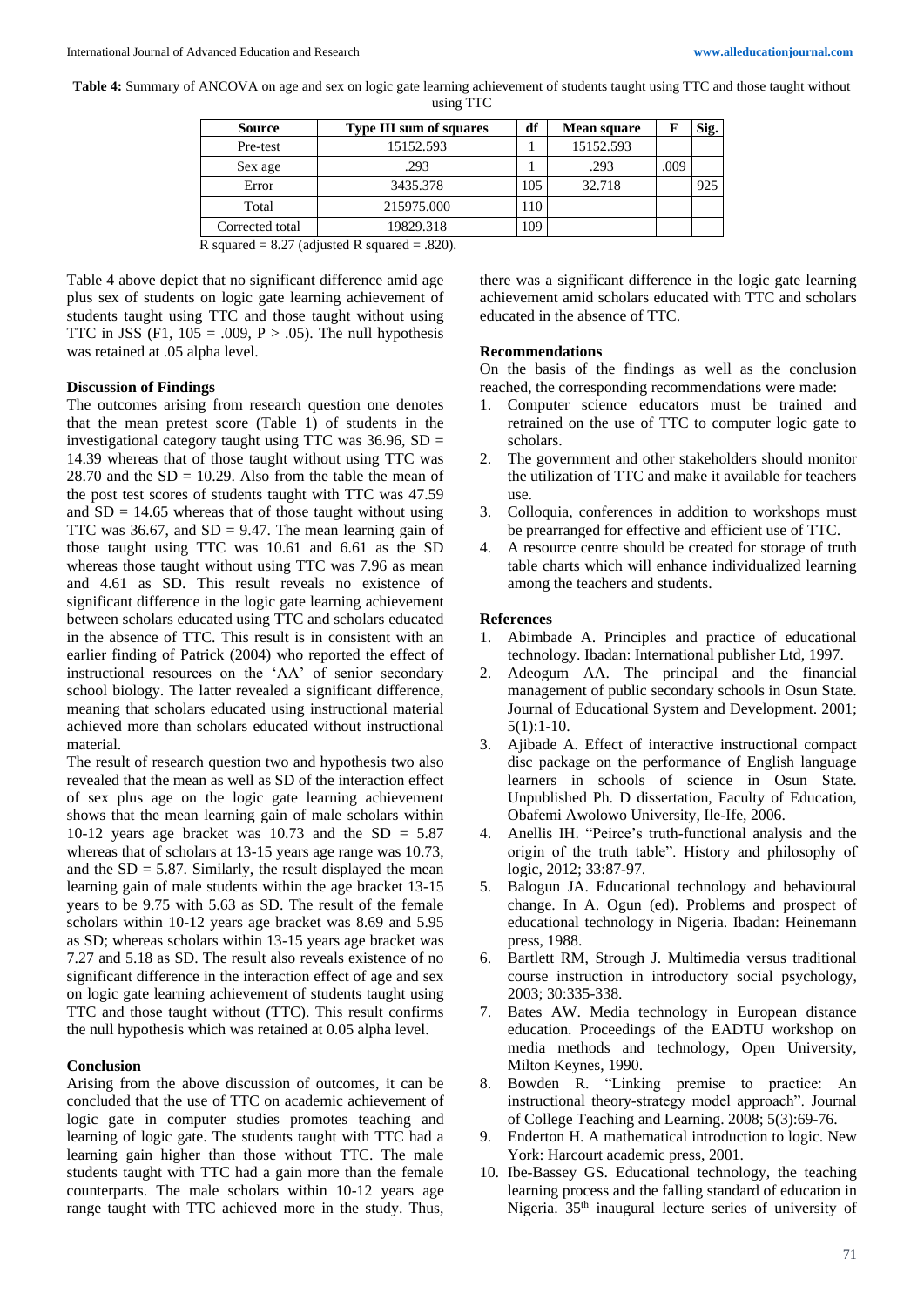**Table 4:** Summary of ANCOVA on age and sex on logic gate learning achievement of students taught using TTC and those taught without using TTC

| Source | Type III sum of squares | df | Mean square | F | Sig. |
|---|---|---|---|---|---|
| Pre-test | 15152.593 | 1 | 15152.593 | | |
| Sex age | .293 | 1 | .293 | .009 | |
| Error | 3435.378 | 105 | 32.718 | | 925 |
| Total | 215975.000 | 110 | | | |
| Corrected total | 19829.318 | 109 | | | |

R squared = 8.27 (adjusted R squared = .820).

Table 4 above depict that no significant difference amid age plus sex of students on logic gate learning achievement of students taught using TTC and those taught without using TTC in JSS (F1, 105 = .009, P > .05). The null hypothesis was retained at .05 alpha level.

**Discussion of Findings**

The outcomes arising from research question one denotes that the mean pretest score (Table 1) of students in the investigational category taught using TTC was 36.96, SD = 14.39 whereas that of those taught without using TTC was 28.70 and the SD = 10.29. Also from the table the mean of the post test scores of students taught with TTC was 47.59 and SD = 14.65 whereas that of those taught without using TTC was 36.67, and SD = 9.47. The mean learning gain of those taught using TTC was 10.61 and 6.61 as the SD whereas those taught without using TTC was 7.96 as mean and 4.61 as SD. This result reveals no existence of significant difference in the logic gate learning achievement between scholars educated using TTC and scholars educated in the absence of TTC. This result is in consistent with an earlier finding of Patrick (2004) who reported the effect of instructional resources on the 'AA' of senior secondary school biology. The latter revealed a significant difference, meaning that scholars educated using instructional material achieved more than scholars educated without instructional material.

The result of research question two and hypothesis two also revealed that the mean as well as SD of the interaction effect of sex plus age on the logic gate learning achievement shows that the mean learning gain of male scholars within 10-12 years age bracket was 10.73 and the SD = 5.87 whereas that of scholars at 13-15 years age range was 10.73, and the SD = 5.87. Similarly, the result displayed the mean learning gain of male students within the age bracket 13-15 years to be 9.75 with 5.63 as SD. The result of the female scholars within 10-12 years age bracket was 8.69 and 5.95 as SD; whereas scholars within 13-15 years age bracket was 7.27 and 5.18 as SD. The result also reveals existence of no significant difference in the interaction effect of age and sex on logic gate learning achievement of students taught using TTC and those taught without (TTC). This result confirms the null hypothesis which was retained at 0.05 alpha level.

**Conclusion**

Arising from the above discussion of outcomes, it can be concluded that the use of TTC on academic achievement of logic gate in computer studies promotes teaching and learning of logic gate. The students taught with TTC had a learning gain higher than those without TTC. The male students taught with TTC had a gain more than the female counterparts. The male scholars within 10-12 years age range taught with TTC achieved more in the study. Thus, there was a significant difference in the logic gate learning achievement amid scholars educated with TTC and scholars educated in the absence of TTC.

**Recommendations**

On the basis of the findings as well as the conclusion reached, the corresponding recommendations were made:

1. Computer science educators must be trained and retrained on the use of TTC to computer logic gate to scholars.
2. The government and other stakeholders should monitor the utilization of TTC and make it available for teachers use.
3. Colloquia, conferences in addition to workshops must be prearranged for effective and efficient use of TTC.
4. A resource centre should be created for storage of truth table charts which will enhance individualized learning among the teachers and students.

**References**

1. Abimbade A. Principles and practice of educational technology. Ibadan: International publisher Ltd, 1997.
2. Adeogum AA. The principal and the financial management of public secondary schools in Osun State. Journal of Educational System and Development. 2001; 5(1):1-10.
3. Ajibade A. Effect of interactive instructional compact disc package on the performance of English language learners in schools of science in Osun State. Unpublished Ph. D dissertation, Faculty of Education, Obafemi Awolowo University, Ile-Ife, 2006.
4. Anellis IH. "Peirce's truth-functional analysis and the origin of the truth table". History and philosophy of logic, 2012; 33:87-97.
5. Balogun JA. Educational technology and behavioural change. In A. Ogun (ed). Problems and prospect of educational technology in Nigeria. Ibadan: Heinemann press, 1988.
6. Bartlett RM, Strough J. Multimedia versus traditional course instruction in introductory social psychology, 2003; 30:335-338.
7. Bates AW. Media technology in European distance education. Proceedings of the EADTU workshop on media methods and technology, Open University, Milton Keynes, 1990.
8. Bowden R. "Linking premise to practice: An instructional theory-strategy model approach". Journal of College Teaching and Learning. 2008; 5(3):69-76.
9. Enderton H. A mathematical introduction to logic. New York: Harcourt academic press, 2001.
10. Ibe-Bassey GS. Educational technology, the teaching learning process and the falling standard of education in Nigeria. 35th inaugural lecture series of university of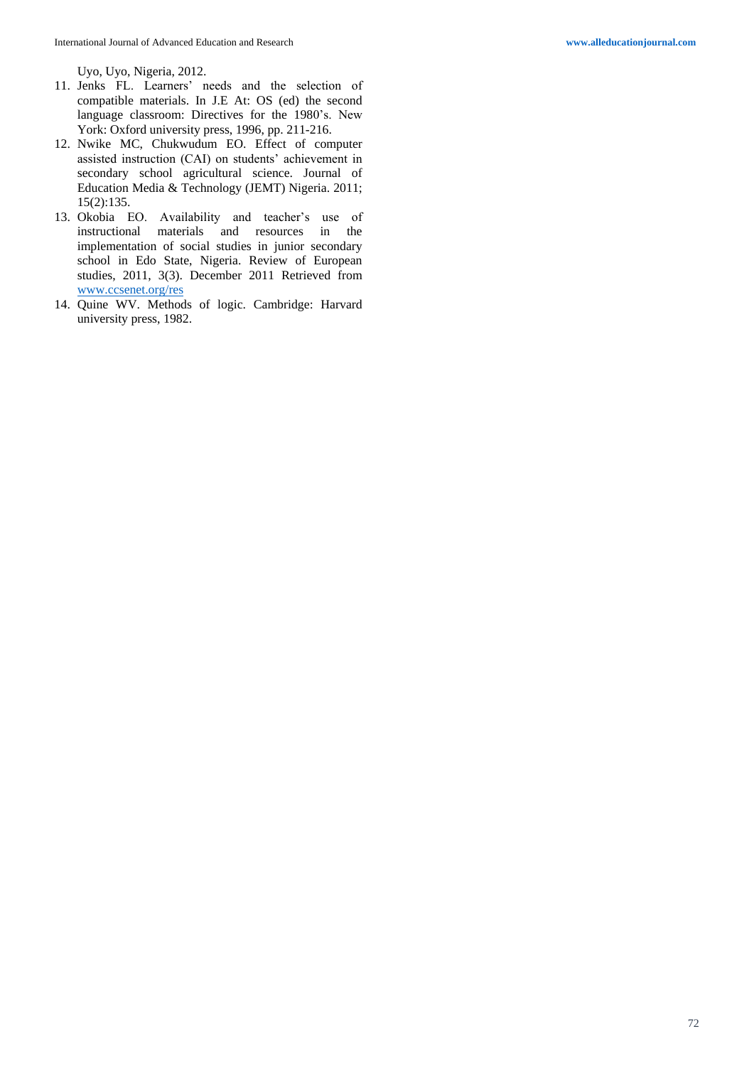Uyo, Uyo, Nigeria, 2012.

11. Jenks FL. Learners' needs and the selection of compatible materials. In J.E At: OS (ed) the second language classroom: Directives for the 1980's. New York: Oxford university press, 1996, pp. 211-216.
12. Nwike MC, Chukwudum EO. Effect of computer assisted instruction (CAI) on students' achievement in secondary school agricultural science. Journal of Education Media & Technology (JEMT) Nigeria. 2011; 15(2):135.
13. Okobia EO. Availability and teacher's use of instructional materials and resources in the implementation of social studies in junior secondary school in Edo State, Nigeria. Review of European studies, 2011, 3(3). December 2011 Retrieved from www.ccsenet.org/res
14. Quine WV. Methods of logic. Cambridge: Harvard university press, 1982.